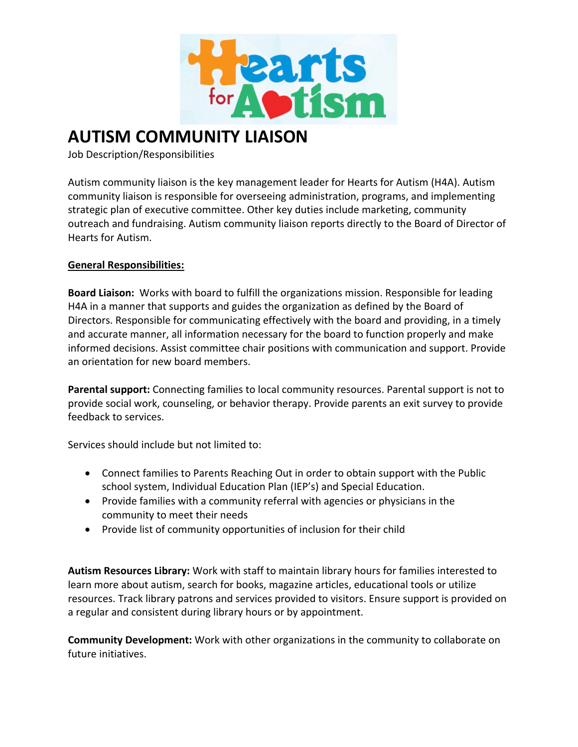# AUTISM COMMUNITY LIAISON

Job Description/Responsibilities

Autism community liaison is the key management leader for Hearts for Autism (H4A). Autism community liaison is responsible for overseeing administration, programs, and implementing strategic plan of executive committee. Other key duties include marketing, community outreach and fundraising. Autism community liaison reports directly to the Board of Director of Hearts for Autism.

<u>**General Responsibilities:**</u>

**Board Liaison:** Works with board to fulfill the organizations mission. Responsible for leading H4A in a manner that supports and guides the organization as defined by the Board of Directors. Responsible for communicating effectively with the board and providing, in a timely and accurate manner, all information necessary for the board to function properly and make informed decisions. Assist committee chair positions with communication and support. Provide an orientation for new board members.

**Parental support:** Connecting families to local community resources. Parental support is not to provide social work, counseling, or behavior therapy. Provide parents an exit survey to provide feedback to services.

Services should include but not limited to:

- Connect families to Parents Reaching Out in order to obtain support with the Public school system, Individual Education Plan (IEP's) and Special Education.
- Provide families with a community referral with agencies or physicians in the community to meet their needs
- Provide list of community opportunities of inclusion for their child

**Autism Resources Library:** Work with staff to maintain library hours for families interested to learn more about autism, search for books, magazine articles, educational tools or utilize resources. Track library patrons and services provided to visitors. Ensure support is provided on a regular and consistent during library hours or by appointment.

**Community Development:** Work with other organizations in the community to collaborate on future initiatives.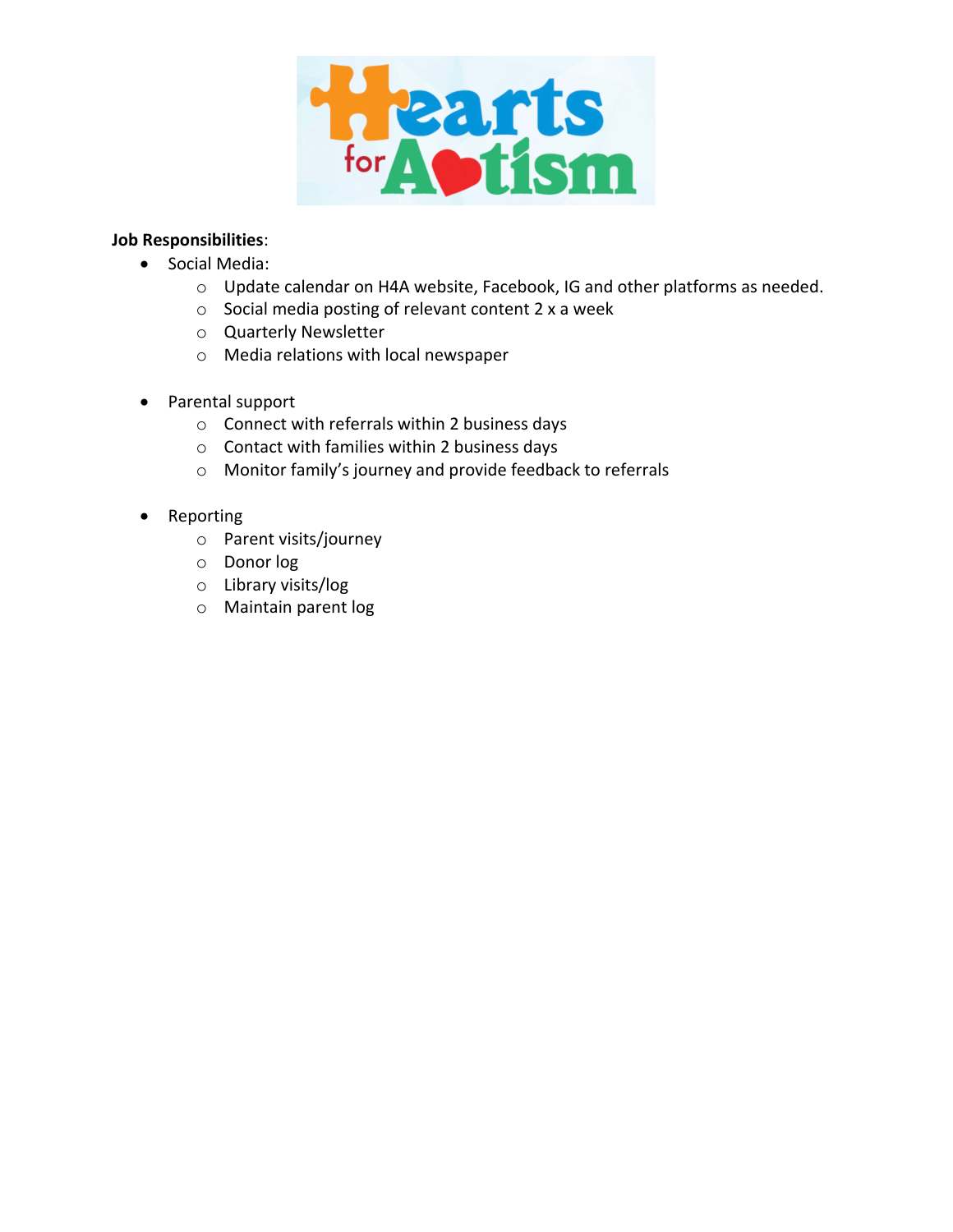**Job Responsibilities**:

- Social Media:
  - Update calendar on H4A website, Facebook, IG and other platforms as needed.
  - Social media posting of relevant content 2 x a week
  - Quarterly Newsletter
  - Media relations with local newspaper

- Parental support
  - Connect with referrals within 2 business days
  - Contact with families within 2 business days
  - Monitor family's journey and provide feedback to referrals

- Reporting
  - Parent visits/journey
  - Donor log
  - Library visits/log
  - Maintain parent log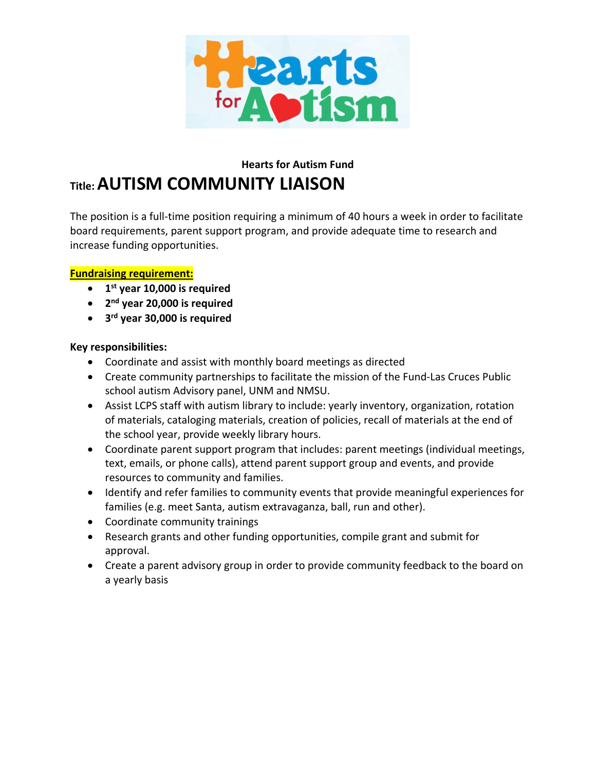**Hearts for Autism Fund**

# Title: AUTISM COMMUNITY LIAISON

The position is a full-time position requiring a minimum of 40 hours a week in order to facilitate board requirements, parent support program, and provide adequate time to research and increase funding opportunities.

**Fundraising requirement:**

- **1st year 10,000 is required**
- **2nd year 20,000 is required**
- **3rd year 30,000 is required**

**Key responsibilities:**

- Coordinate and assist with monthly board meetings as directed
- Create community partnerships to facilitate the mission of the Fund-Las Cruces Public school autism Advisory panel, UNM and NMSU.
- Assist LCPS staff with autism library to include: yearly inventory, organization, rotation of materials, cataloging materials, creation of policies, recall of materials at the end of the school year, provide weekly library hours.
- Coordinate parent support program that includes: parent meetings (individual meetings, text, emails, or phone calls), attend parent support group and events, and provide resources to community and families.
- Identify and refer families to community events that provide meaningful experiences for families (e.g. meet Santa, autism extravaganza, ball, run and other).
- Coordinate community trainings
- Research grants and other funding opportunities, compile grant and submit for approval.
- Create a parent advisory group in order to provide community feedback to the board on a yearly basis